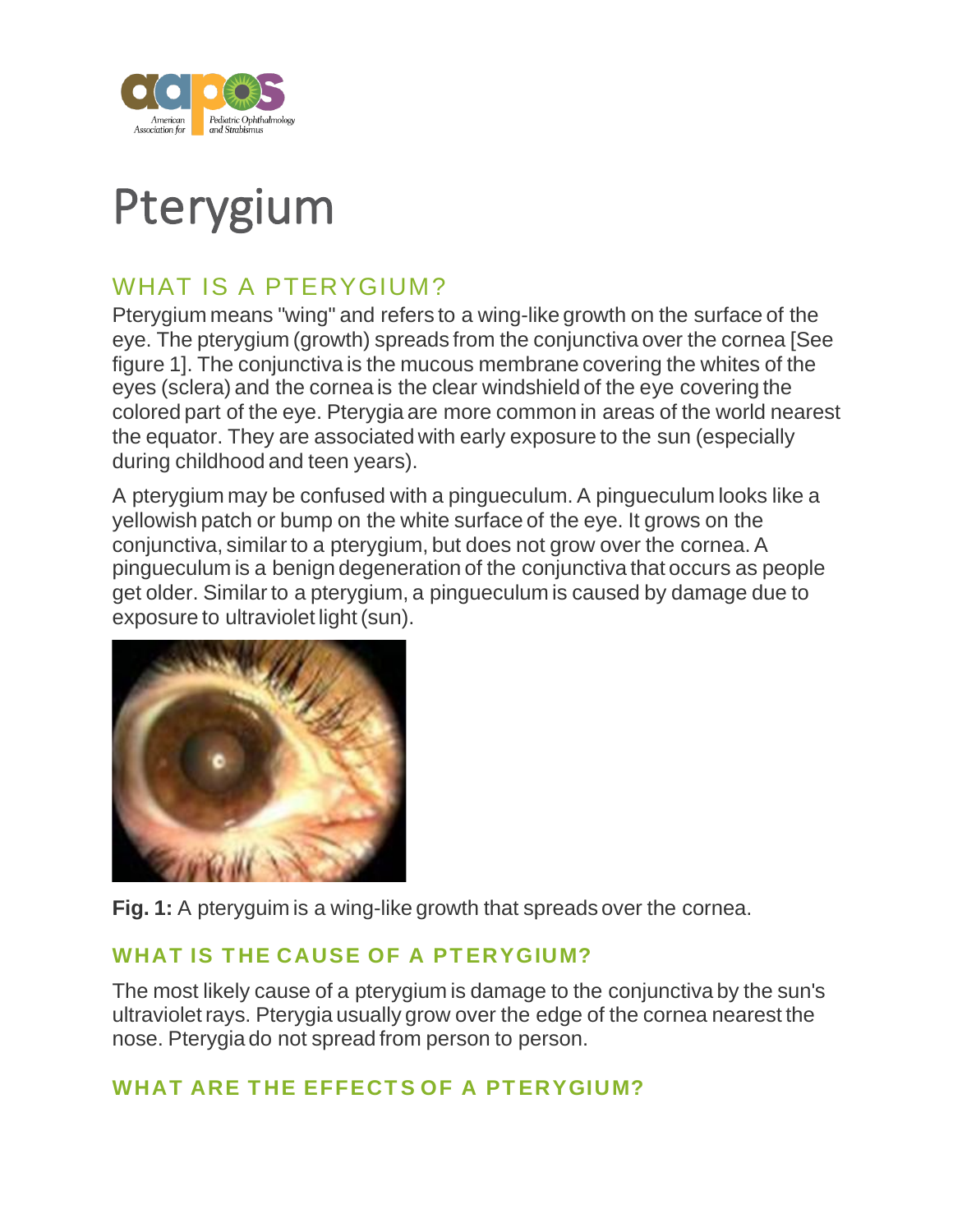# Pterygium

## WHAT IS A PTERYGIUM?

Pterygium means "wing" and refers to a wing-like growth on the surface of the eye. The pterygium (growth) spreads from the conjunctiva over the cornea [See figure 1]. The conjunctiva is the mucous membrane covering the whites of the eyes (sclera) and the cornea is the clear windshield of the eye covering the colored part of the eye. Pterygia are more common in areas of the world nearest the equator. They are associated with early exposure to the sun (especially during childhood and teen years).

A pterygium may be confused with a pingueculum. A pingueculum looks like a yellowish patch or bump on the white surface of the eye. It grows on the conjunctiva, similar to a pterygium, but does not grow over the cornea. A pingueculum is a benign degeneration of the conjunctiva that occurs as people get older. Similar to a pterygium, a pingueculum is caused by damage due to exposure to ultraviolet light (sun).

**Fig. 1:** A pteryguim is a wing-like growth that spreads over the cornea.

### WHAT IS THE CAUSE OF A PTERYGIUM?

The most likely cause of a pterygium is damage to the conjunctiva by the sun's ultraviolet rays. Pterygia usually grow over the edge of the cornea nearest the nose. Pterygia do not spread from person to person.

### WHAT ARE THE EFFECTS OF A PTERYGIUM?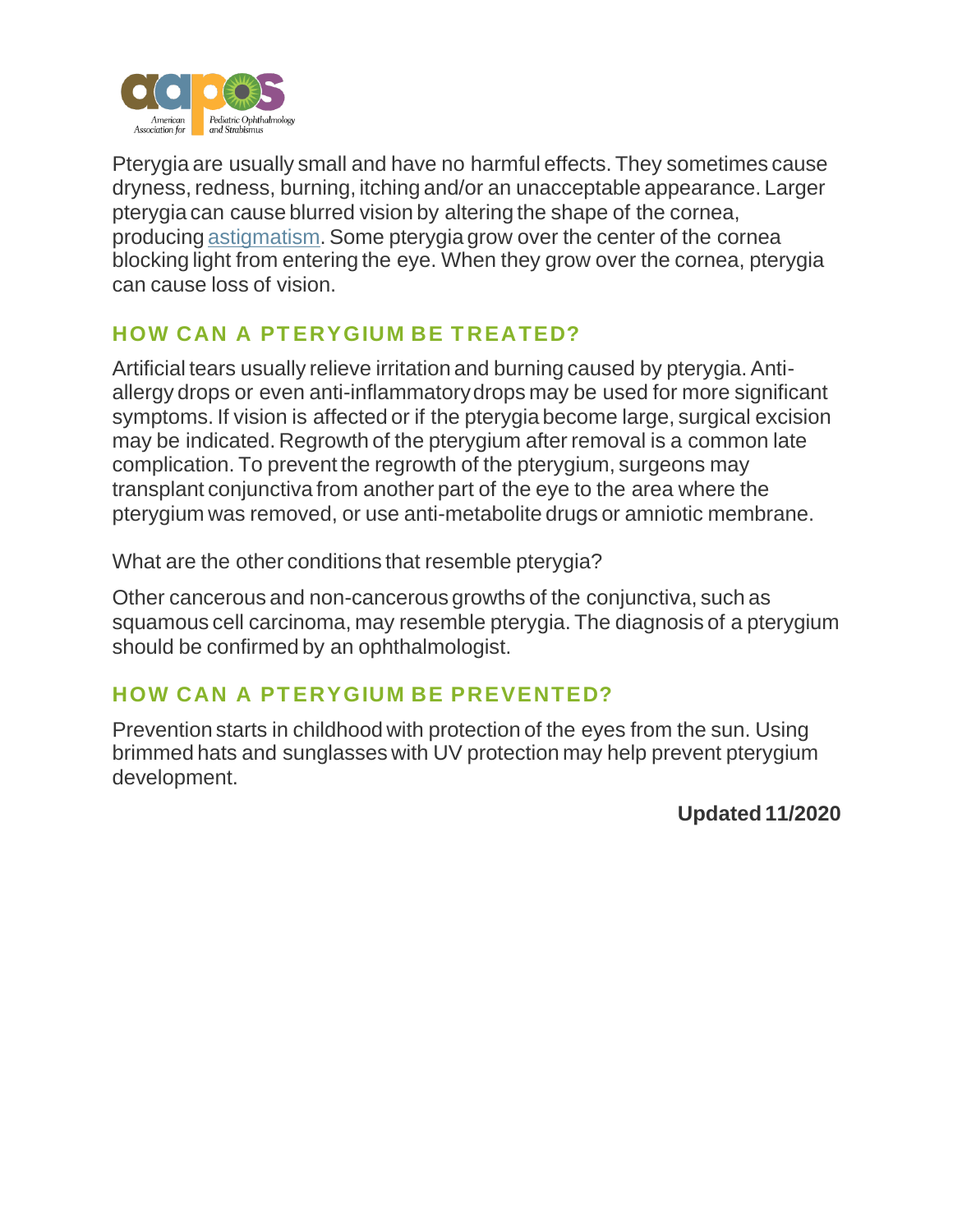Pterygia are usually small and have no harmful effects. They sometimes cause dryness, redness, burning, itching and/or an unacceptable appearance. Larger pterygia can cause blurred vision by altering the shape of the cornea, producing astigmatism. Some pterygia grow over the center of the cornea blocking light from entering the eye. When they grow over the cornea, pterygia can cause loss of vision.

## HOW CAN A PTERYGIUM BE TREATED?

Artificial tears usually relieve irritation and burning caused by pterygia. Anti-allergy drops or even anti-inflammatory drops may be used for more significant symptoms. If vision is affected or if the pterygia become large, surgical excision may be indicated. Regrowth of the pterygium after removal is a common late complication. To prevent the regrowth of the pterygium, surgeons may transplant conjunctiva from another part of the eye to the area where the pterygium was removed, or use anti-metabolite drugs or amniotic membrane.

What are the other conditions that resemble pterygia?

Other cancerous and non-cancerous growths of the conjunctiva, such as squamous cell carcinoma, may resemble pterygia. The diagnosis of a pterygium should be confirmed by an ophthalmologist.

## HOW CAN A PTERYGIUM BE PREVENTED?

Prevention starts in childhood with protection of the eyes from the sun. Using brimmed hats and sunglasses with UV protection may help prevent pterygium development.

**Updated 11/2020**